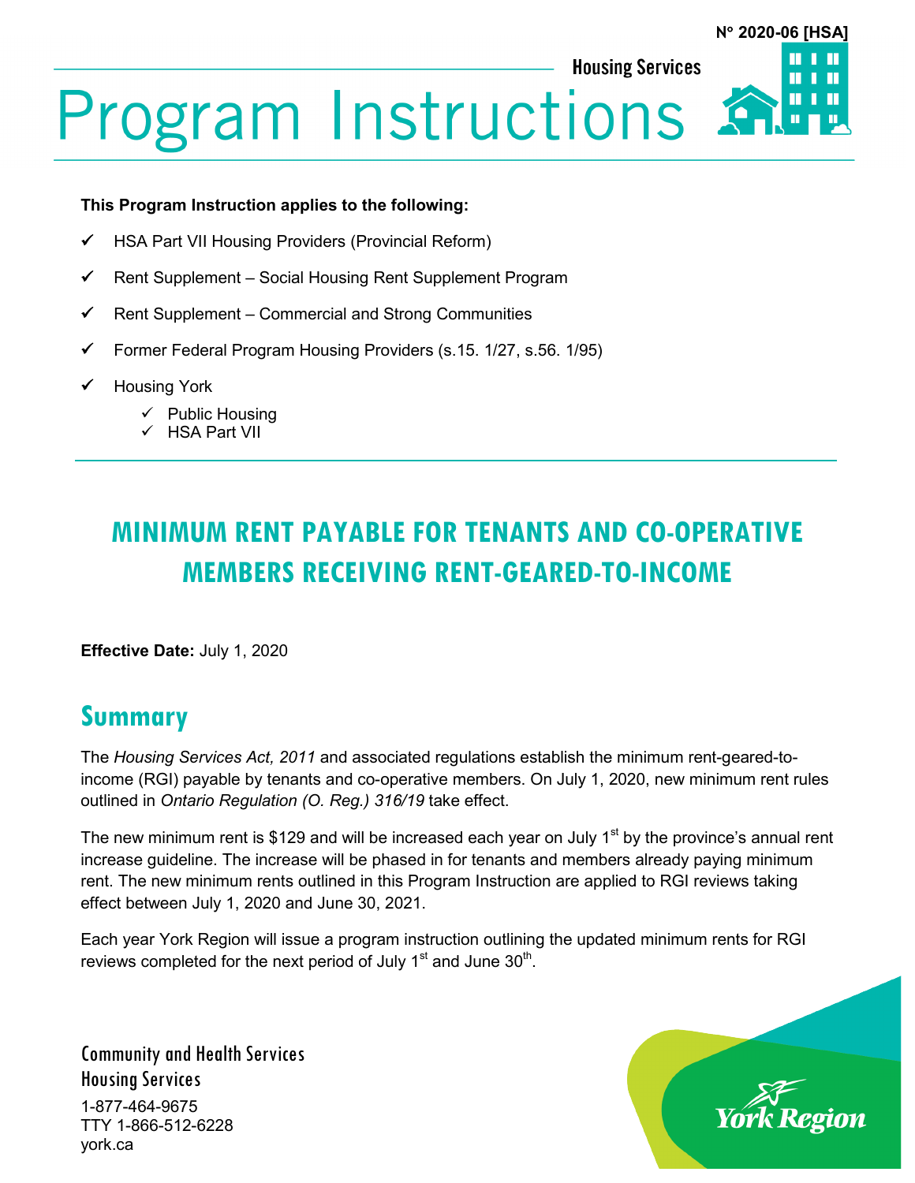N° 2020-06 [HSA]

Housing Services

# Program Instructions

**This Program Instruction applies to the following:**

- ✓ HSA Part VII Housing Providers (Provincial Reform)
- ✓ Rent Supplement – Social Housing Rent Supplement Program
- ✓ Rent Supplement – Commercial and Strong Communities
- ✓ Former Federal Program Housing Providers (s.15. 1/27, s.56. 1/95)
- ✓ Housing York
  - ✓ Public Housing
  - ✓ HSA Part VII

## MINIMUM RENT PAYABLE FOR TENANTS AND CO-OPERATIVE MEMBERS RECEIVING RENT-GEARED-TO-INCOME

**Effective Date:** July 1, 2020

## Summary

The *Housing Services Act, 2011* and associated regulations establish the minimum rent-geared-to-income (RGI) payable by tenants and co-operative members. On July 1, 2020, new minimum rent rules outlined in *Ontario Regulation (O. Reg.) 316/19* take effect.

The new minimum rent is $129 and will be increased each year on July 1st by the province's annual rent increase guideline. The increase will be phased in for tenants and members already paying minimum rent. The new minimum rents outlined in this Program Instruction are applied to RGI reviews taking effect between July 1, 2020 and June 30, 2021.

Each year York Region will issue a program instruction outlining the updated minimum rents for RGI reviews completed for the next period of July 1st and June 30th.

Community and Health Services
Housing Services
1-877-464-9675
TTY 1-866-512-6228
york.ca

York Region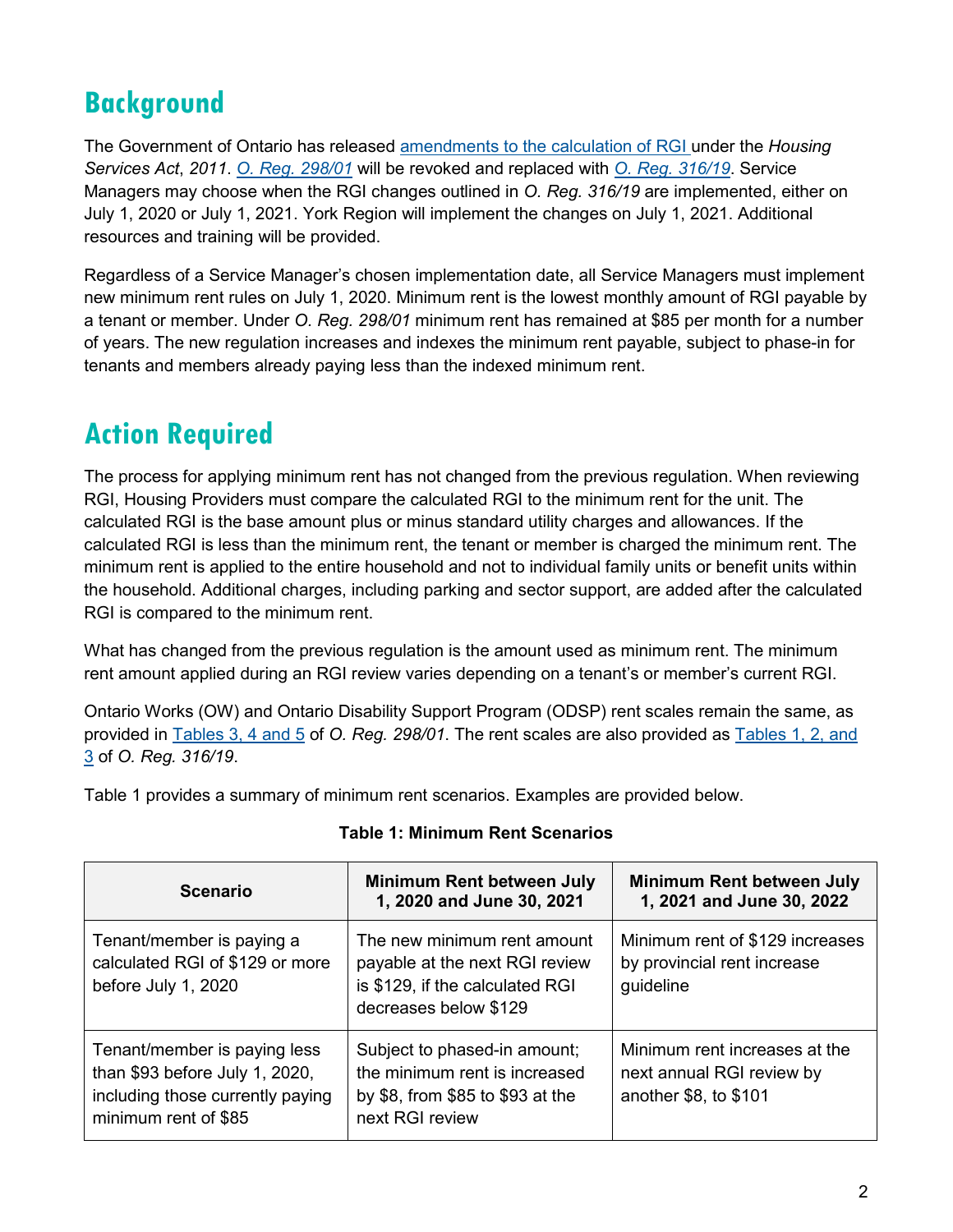## Background

The Government of Ontario has released amendments to the calculation of RGI under the *Housing Services Act*, *2011*. *O. Reg. 298/01* will be revoked and replaced with *O. Reg. 316/19*. Service Managers may choose when the RGI changes outlined in *O. Reg. 316/19* are implemented, either on July 1, 2020 or July 1, 2021. York Region will implement the changes on July 1, 2021. Additional resources and training will be provided.

Regardless of a Service Manager's chosen implementation date, all Service Managers must implement new minimum rent rules on July 1, 2020. Minimum rent is the lowest monthly amount of RGI payable by a tenant or member. Under *O. Reg. 298/01* minimum rent has remained at $85 per month for a number of years. The new regulation increases and indexes the minimum rent payable, subject to phase-in for tenants and members already paying less than the indexed minimum rent.

## Action Required

The process for applying minimum rent has not changed from the previous regulation. When reviewing RGI, Housing Providers must compare the calculated RGI to the minimum rent for the unit. The calculated RGI is the base amount plus or minus standard utility charges and allowances. If the calculated RGI is less than the minimum rent, the tenant or member is charged the minimum rent. The minimum rent is applied to the entire household and not to individual family units or benefit units within the household. Additional charges, including parking and sector support, are added after the calculated RGI is compared to the minimum rent.

What has changed from the previous regulation is the amount used as minimum rent. The minimum rent amount applied during an RGI review varies depending on a tenant's or member's current RGI.

Ontario Works (OW) and Ontario Disability Support Program (ODSP) rent scales remain the same, as provided in Tables 3, 4 and 5 of *O. Reg. 298/01*. The rent scales are also provided as Tables 1, 2, and 3 of *O. Reg. 316/19*.

Table 1 provides a summary of minimum rent scenarios. Examples are provided below.

**Table 1: Minimum Rent Scenarios**

| Scenario | Minimum Rent between July 1, 2020 and June 30, 2021 | Minimum Rent between July 1, 2021 and June 30, 2022 |
|---|---|---|
| Tenant/member is paying a calculated RGI of $129 or more before July 1, 2020 | The new minimum rent amount payable at the next RGI review is $129, if the calculated RGI decreases below $129 | Minimum rent of $129 increases by provincial rent increase guideline |
| Tenant/member is paying less than $93 before July 1, 2020, including those currently paying minimum rent of $85 | Subject to phased-in amount; the minimum rent is increased by $8, from $85 to $93 at the next RGI review | Minimum rent increases at the next annual RGI review by another $8, to $101 |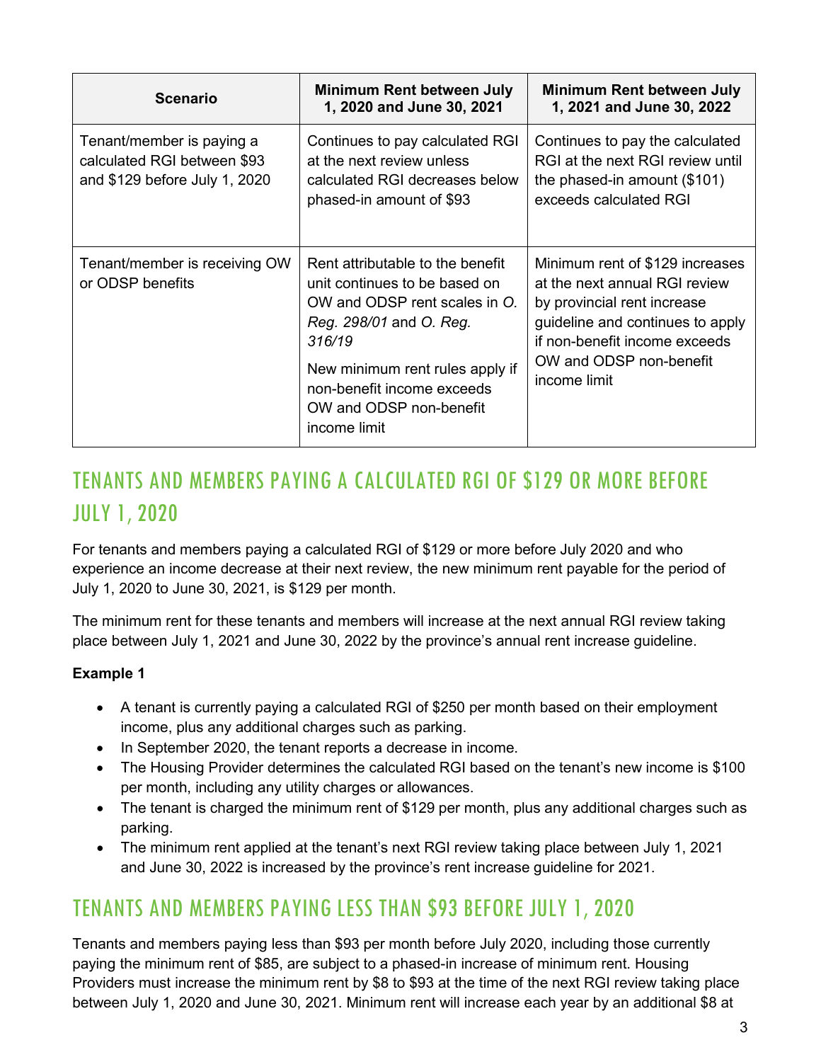| Scenario | Minimum Rent between July 1, 2020 and June 30, 2021 | Minimum Rent between July 1, 2021 and June 30, 2022 |
|---|---|---|
| Tenant/member is paying a calculated RGI between $93 and $129 before July 1, 2020 | Continues to pay calculated RGI at the next review unless calculated RGI decreases below phased-in amount of $93 | Continues to pay the calculated RGI at the next RGI review until the phased-in amount ($101) exceeds calculated RGI |
| Tenant/member is receiving OW or ODSP benefits | Rent attributable to the benefit unit continues to be based on OW and ODSP rent scales in *O. Reg. 298/01* and *O. Reg. 316/19*<br><br>New minimum rent rules apply if non-benefit income exceeds OW and ODSP non-benefit income limit | Minimum rent of $129 increases at the next annual RGI review by provincial rent increase guideline and continues to apply if non-benefit income exceeds OW and ODSP non-benefit income limit |

## TENANTS AND MEMBERS PAYING A CALCULATED RGI OF $129 OR MORE BEFORE JULY 1, 2020

For tenants and members paying a calculated RGI of $129 or more before July 2020 and who experience an income decrease at their next review, the new minimum rent payable for the period of July 1, 2020 to June 30, 2021, is $129 per month.

The minimum rent for these tenants and members will increase at the next annual RGI review taking place between July 1, 2021 and June 30, 2022 by the province's annual rent increase guideline.

**Example 1**

- A tenant is currently paying a calculated RGI of $250 per month based on their employment income, plus any additional charges such as parking.
- In September 2020, the tenant reports a decrease in income.
- The Housing Provider determines the calculated RGI based on the tenant's new income is $100 per month, including any utility charges or allowances.
- The tenant is charged the minimum rent of $129 per month, plus any additional charges such as parking.
- The minimum rent applied at the tenant's next RGI review taking place between July 1, 2021 and June 30, 2022 is increased by the province's rent increase guideline for 2021.

## TENANTS AND MEMBERS PAYING LESS THAN $93 BEFORE JULY 1, 2020

Tenants and members paying less than $93 per month before July 2020, including those currently paying the minimum rent of $85, are subject to a phased-in increase of minimum rent. Housing Providers must increase the minimum rent by $8 to $93 at the time of the next RGI review taking place between July 1, 2020 and June 30, 2021. Minimum rent will increase each year by an additional $8 at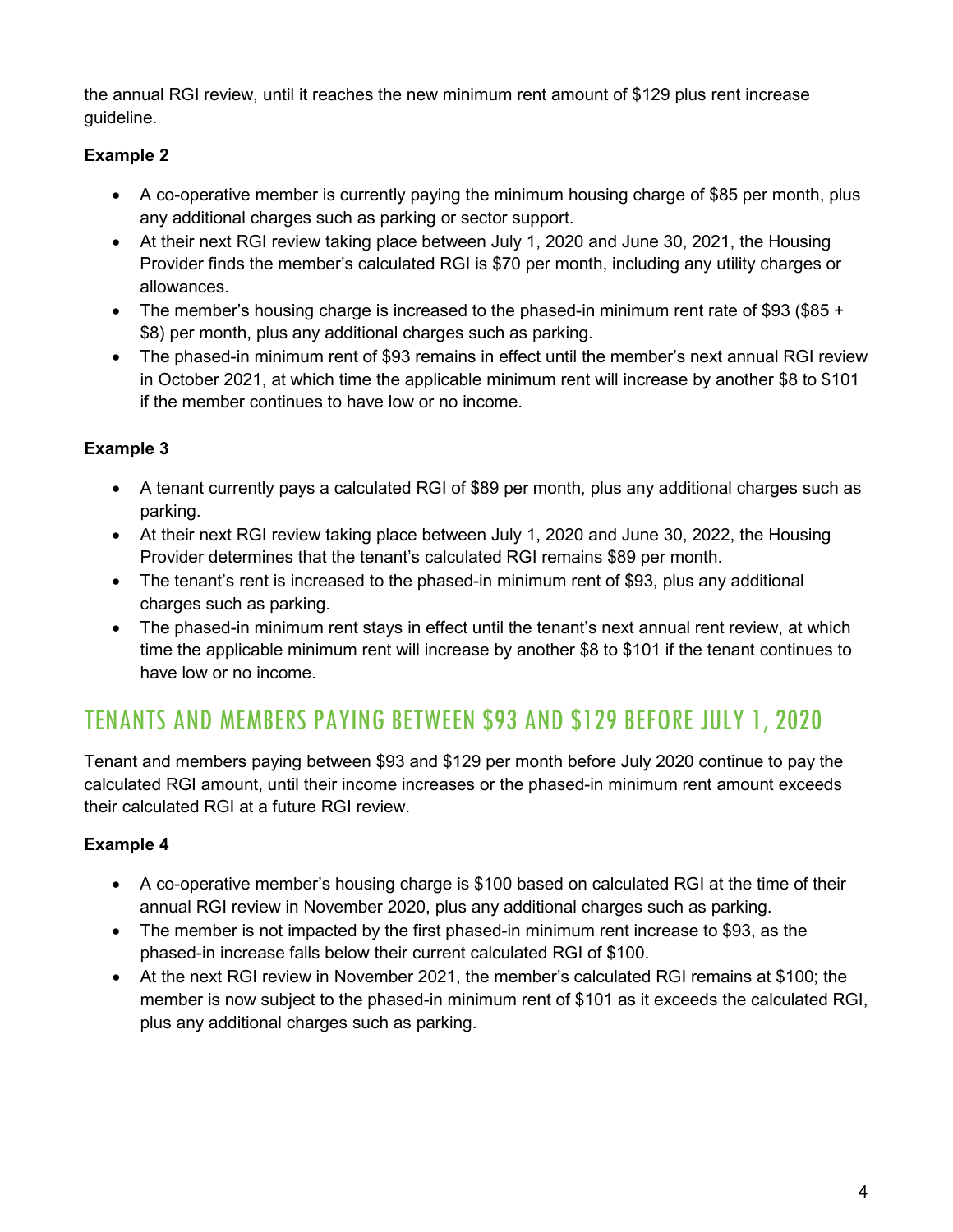the annual RGI review, until it reaches the new minimum rent amount of $129 plus rent increase guideline.

**Example 2**

- A co-operative member is currently paying the minimum housing charge of $85 per month, plus any additional charges such as parking or sector support.
- At their next RGI review taking place between July 1, 2020 and June 30, 2021, the Housing Provider finds the member's calculated RGI is $70 per month, including any utility charges or allowances.
- The member's housing charge is increased to the phased-in minimum rent rate of $93 ($85 + $8) per month, plus any additional charges such as parking.
- The phased-in minimum rent of $93 remains in effect until the member's next annual RGI review in October 2021, at which time the applicable minimum rent will increase by another $8 to $101 if the member continues to have low or no income.

**Example 3**

- A tenant currently pays a calculated RGI of $89 per month, plus any additional charges such as parking.
- At their next RGI review taking place between July 1, 2020 and June 30, 2022, the Housing Provider determines that the tenant's calculated RGI remains $89 per month.
- The tenant's rent is increased to the phased-in minimum rent of $93, plus any additional charges such as parking.
- The phased-in minimum rent stays in effect until the tenant's next annual rent review, at which time the applicable minimum rent will increase by another $8 to $101 if the tenant continues to have low or no income.

## TENANTS AND MEMBERS PAYING BETWEEN $93 AND $129 BEFORE JULY 1, 2020

Tenant and members paying between $93 and $129 per month before July 2020 continue to pay the calculated RGI amount, until their income increases or the phased-in minimum rent amount exceeds their calculated RGI at a future RGI review.

**Example 4**

- A co-operative member's housing charge is $100 based on calculated RGI at the time of their annual RGI review in November 2020, plus any additional charges such as parking.
- The member is not impacted by the first phased-in minimum rent increase to $93, as the phased-in increase falls below their current calculated RGI of $100.
- At the next RGI review in November 2021, the member's calculated RGI remains at $100; the member is now subject to the phased-in minimum rent of $101 as it exceeds the calculated RGI, plus any additional charges such as parking.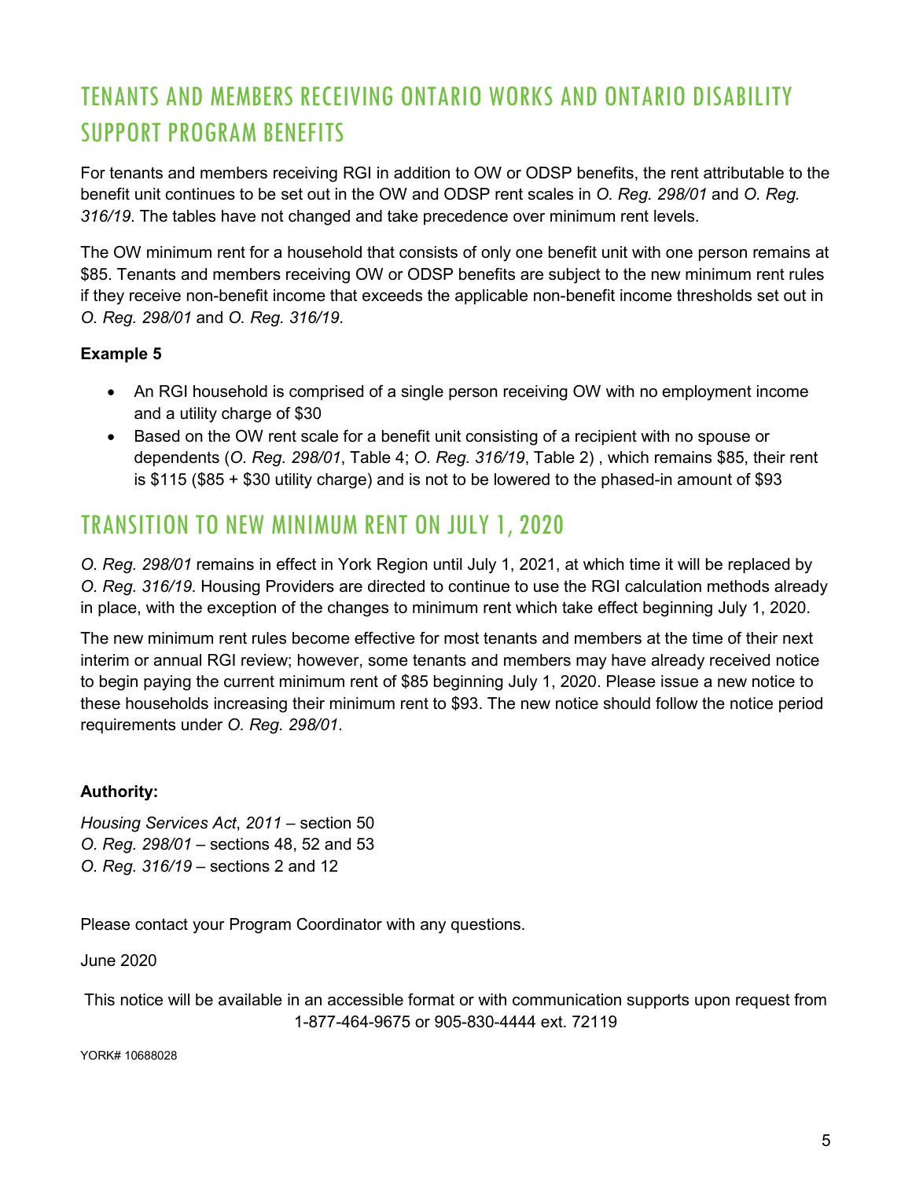## TENANTS AND MEMBERS RECEIVING ONTARIO WORKS AND ONTARIO DISABILITY SUPPORT PROGRAM BENEFITS

For tenants and members receiving RGI in addition to OW or ODSP benefits, the rent attributable to the benefit unit continues to be set out in the OW and ODSP rent scales in *O. Reg. 298/01* and *O. Reg. 316/19*. The tables have not changed and take precedence over minimum rent levels.

The OW minimum rent for a household that consists of only one benefit unit with one person remains at $85. Tenants and members receiving OW or ODSP benefits are subject to the new minimum rent rules if they receive non-benefit income that exceeds the applicable non-benefit income thresholds set out in *O. Reg. 298/01* and *O. Reg. 316/19*.

**Example 5**

- An RGI household is comprised of a single person receiving OW with no employment income and a utility charge of $30
- Based on the OW rent scale for a benefit unit consisting of a recipient with no spouse or dependents (*O. Reg. 298/01*, Table 4; *O. Reg. 316/19*, Table 2) , which remains $85, their rent is $115 ($85 + $30 utility charge) and is not to be lowered to the phased-in amount of $93

## TRANSITION TO NEW MINIMUM RENT ON JULY 1, 2020

*O. Reg. 298/01* remains in effect in York Region until July 1, 2021, at which time it will be replaced by *O. Reg. 316/19*. Housing Providers are directed to continue to use the RGI calculation methods already in place, with the exception of the changes to minimum rent which take effect beginning July 1, 2020.

The new minimum rent rules become effective for most tenants and members at the time of their next interim or annual RGI review; however, some tenants and members may have already received notice to begin paying the current minimum rent of $85 beginning July 1, 2020. Please issue a new notice to these households increasing their minimum rent to $93. The new notice should follow the notice period requirements under *O. Reg. 298/01*.

**Authority:**

*Housing Services Act*, *2011* – section 50
*O. Reg. 298/01* – sections 48, 52 and 53
*O. Reg. 316/19* – sections 2 and 12

Please contact your Program Coordinator with any questions.

June 2020

This notice will be available in an accessible format or with communication supports upon request from 1-877-464-9675 or 905-830-4444 ext. 72119

YORK# 10688028